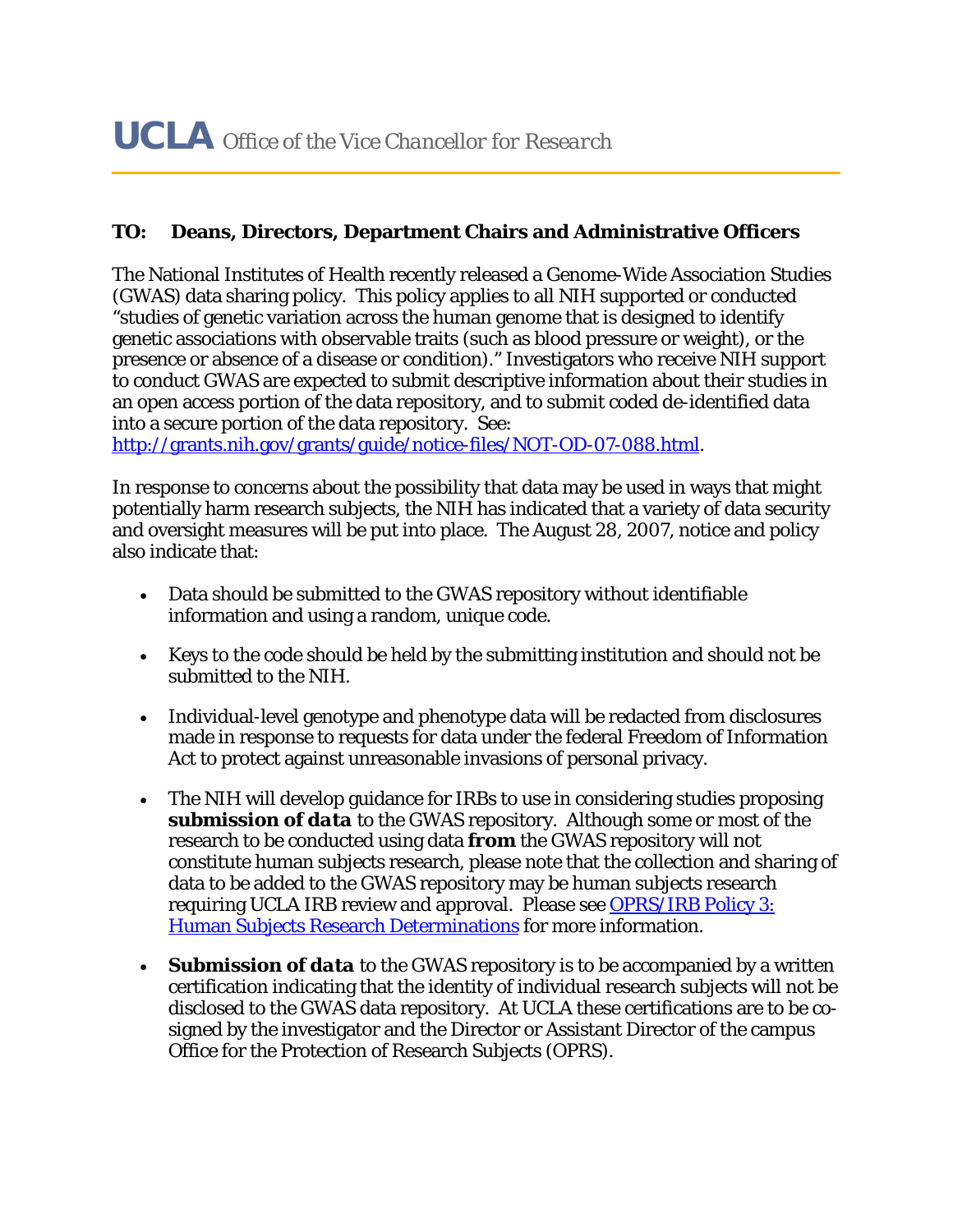**UCLA** *Office of the Vice Chancellor for Research*

**TO: Deans, Directors, Department Chairs and Administrative Officers**

The National Institutes of Health recently released a Genome-Wide Association Studies (GWAS) data sharing policy. This policy applies to all NIH supported or conducted "studies of genetic variation across the human genome that is designed to identify genetic associations with observable traits (such as blood pressure or weight), or the presence or absence of a disease or condition)." Investigators who receive NIH support to conduct GWAS are expected to submit descriptive information about their studies in an open access portion of the data repository, and to submit coded de-identified data into a secure portion of the data repository. See: [http://grants.nih.gov/grants/guide/notice-files/NOT-OD-07-088.html](http://grants.nih.gov/grants/guide/notice-files/NOT-OD-07-088.html).

In response to concerns about the possibility that data may be used in ways that might potentially harm research subjects, the NIH has indicated that a variety of data security and oversight measures will be put into place. The August 28, 2007, notice and policy also indicate that:

- Data should be submitted to the GWAS repository without identifiable information and using a random, unique code.
- Keys to the code should be held by the submitting institution and should not be submitted to the NIH.
- Individual-level genotype and phenotype data will be redacted from disclosures made in response to requests for data under the federal Freedom of Information Act to protect against unreasonable invasions of personal privacy.
- The NIH will develop guidance for IRBs to use in considering studies proposing ***submission of data*** to the GWAS repository. Although some or most of the research to be conducted using data **from** the GWAS repository will not constitute human subjects research, please note that the collection and sharing of data to be added to the GWAS repository may be human subjects research requiring UCLA IRB review and approval. Please see [OPRS/IRB Policy 3: Human Subjects Research Determinations]() for more information.
- ***Submission of data*** to the GWAS repository is to be accompanied by a written certification indicating that the identity of individual research subjects will not be disclosed to the GWAS data repository. At UCLA these certifications are to be co-signed by the investigator and the Director or Assistant Director of the campus Office for the Protection of Research Subjects (OPRS).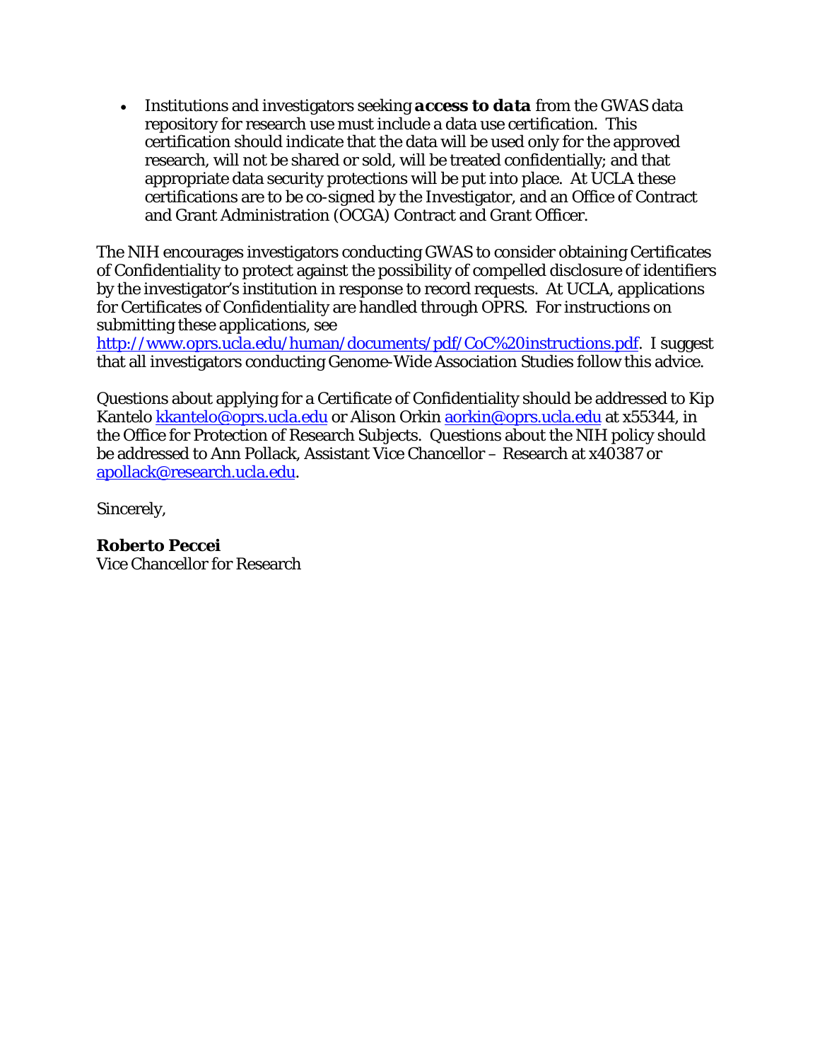- Institutions and investigators seeking ***access to data*** from the GWAS data repository for research use must include a data use certification. This certification should indicate that the data will be used only for the approved research, will not be shared or sold, will be treated confidentially; and that appropriate data security protections will be put into place. At UCLA these certifications are to be co-signed by the Investigator, and an Office of Contract and Grant Administration (OCGA) Contract and Grant Officer.

The NIH encourages investigators conducting GWAS to consider obtaining Certificates of Confidentiality to protect against the possibility of compelled disclosure of identifiers by the investigator's institution in response to record requests. At UCLA, applications for Certificates of Confidentiality are handled through OPRS. For instructions on submitting these applications, see http://www.oprs.ucla.edu/human/documents/pdf/CoC%20instructions.pdf. I suggest that all investigators conducting Genome-Wide Association Studies follow this advice.

Questions about applying for a Certificate of Confidentiality should be addressed to Kip Kantelo kkantelo@oprs.ucla.edu or Alison Orkin aorkin@oprs.ucla.edu at x55344, in the Office for Protection of Research Subjects. Questions about the NIH policy should be addressed to Ann Pollack, Assistant Vice Chancellor – Research at x40387 or apollack@research.ucla.edu.

Sincerely,

**Roberto Peccei**
Vice Chancellor for Research